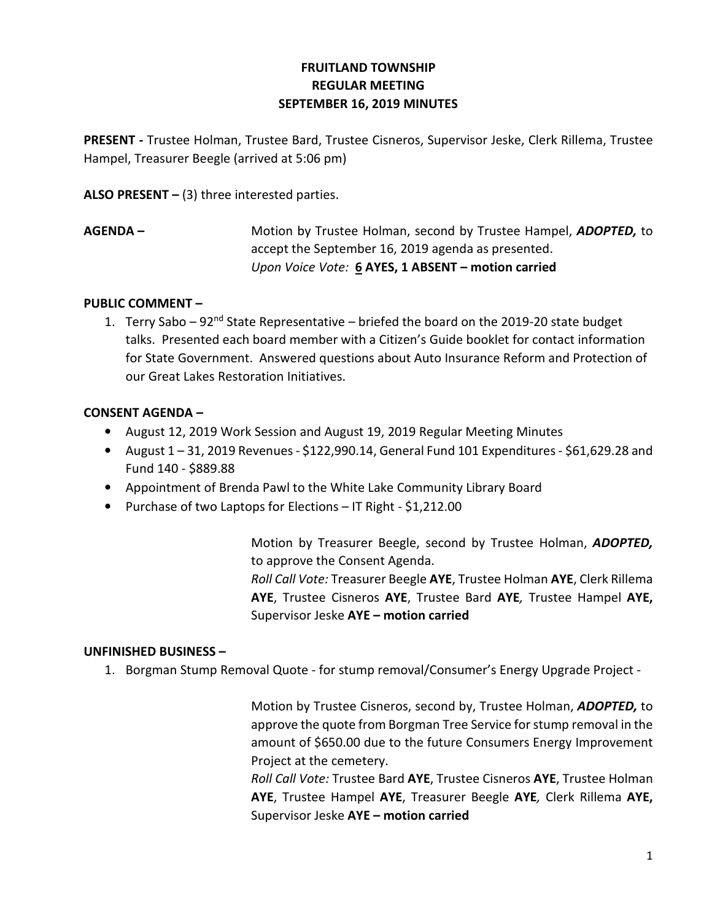# FRUITLAND TOWNSHIP
## REGULAR MEETING
## SEPTEMBER 16, 2019 MINUTES

**PRESENT -** Trustee Holman, Trustee Bard, Trustee Cisneros, Supervisor Jeske, Clerk Rillema, Trustee Hampel, Treasurer Beegle (arrived at 5:06 pm)

**ALSO PRESENT –** (3) three interested parties.

**AGENDA –** Motion by Trustee Holman, second by Trustee Hampel, ***ADOPTED,*** to accept the September 16, 2019 agenda as presented.
*Upon Voice Vote:* **6 AYES, 1 ABSENT – motion carried**

**PUBLIC COMMENT –**

1. Terry Sabo – 92nd State Representative – briefed the board on the 2019-20 state budget talks. Presented each board member with a Citizen's Guide booklet for contact information for State Government. Answered questions about Auto Insurance Reform and Protection of our Great Lakes Restoration Initiatives.

**CONSENT AGENDA –**

- August 12, 2019 Work Session and August 19, 2019 Regular Meeting Minutes
- August 1 – 31, 2019 Revenues - $122,990.14, General Fund 101 Expenditures - $61,629.28 and Fund 140 - $889.88
- Appointment of Brenda Pawl to the White Lake Community Library Board
- Purchase of two Laptops for Elections – IT Right - $1,212.00

Motion by Treasurer Beegle, second by Trustee Holman, ***ADOPTED,*** to approve the Consent Agenda.
*Roll Call Vote:* Treasurer Beegle **AYE**, Trustee Holman **AYE**, Clerk Rillema **AYE**, Trustee Cisneros **AYE**, Trustee Bard **AYE**, Trustee Hampel **AYE,** Supervisor Jeske **AYE – motion carried**

**UNFINISHED BUSINESS –**

1. Borgman Stump Removal Quote - for stump removal/Consumer's Energy Upgrade Project -

Motion by Trustee Cisneros, second by, Trustee Holman, ***ADOPTED,*** to approve the quote from Borgman Tree Service for stump removal in the amount of $650.00 due to the future Consumers Energy Improvement Project at the cemetery.
*Roll Call Vote:* Trustee Bard **AYE**, Trustee Cisneros **AYE**, Trustee Holman **AYE**, Trustee Hampel **AYE**, Treasurer Beegle **AYE**, Clerk Rillema **AYE,** Supervisor Jeske **AYE – motion carried**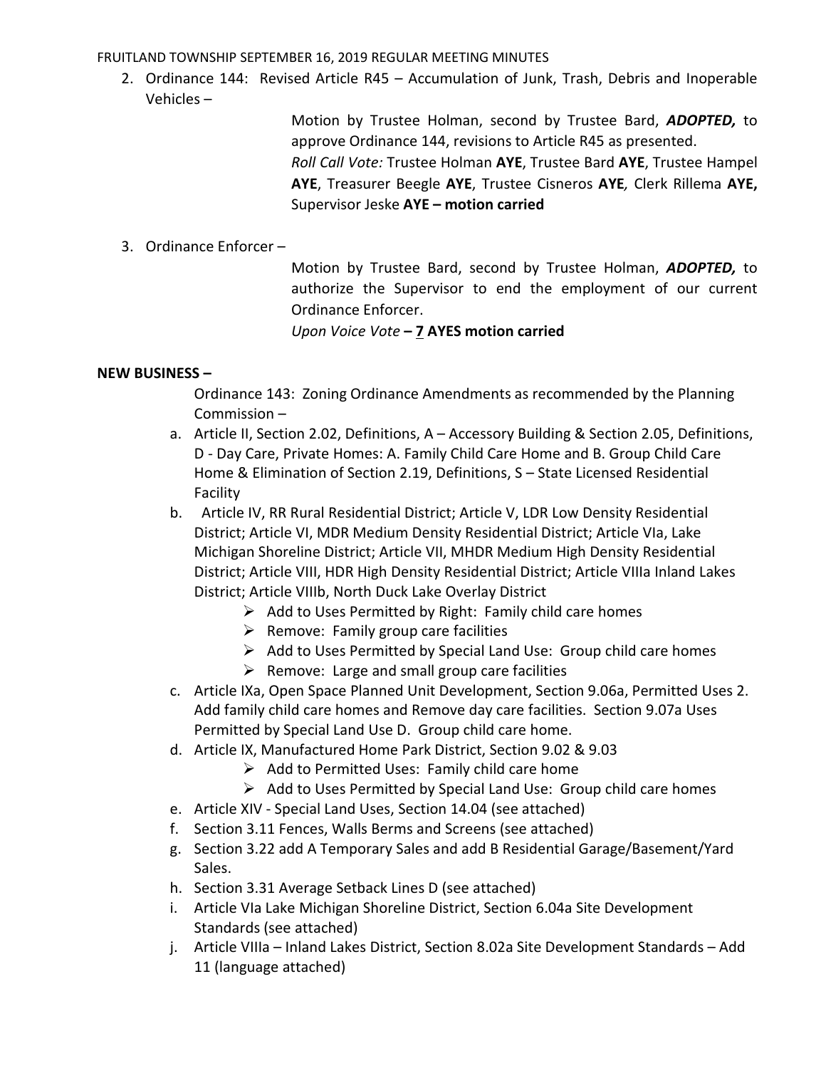2. Ordinance 144: Revised Article R45 – Accumulation of Junk, Trash, Debris and Inoperable Vehicles –

   Motion by Trustee Holman, second by Trustee Bard, ***ADOPTED,*** to approve Ordinance 144, revisions to Article R45 as presented.
   *Roll Call Vote:* Trustee Holman **AYE**, Trustee Bard **AYE**, Trustee Hampel **AYE**, Treasurer Beegle **AYE**, Trustee Cisneros **AYE***,* Clerk Rillema **AYE,** Supervisor Jeske **AYE – motion carried**

3. Ordinance Enforcer –

   Motion by Trustee Bard, second by Trustee Holman, ***ADOPTED,*** to authorize the Supervisor to end the employment of our current Ordinance Enforcer.
   *Upon Voice Vote* **– 7 AYES motion carried**

**NEW BUSINESS –**

Ordinance 143: Zoning Ordinance Amendments as recommended by the Planning Commission –

a. Article II, Section 2.02, Definitions, A – Accessory Building & Section 2.05, Definitions, D - Day Care, Private Homes: A. Family Child Care Home and B. Group Child Care Home & Elimination of Section 2.19, Definitions, S – State Licensed Residential Facility
b. Article IV, RR Rural Residential District; Article V, LDR Low Density Residential District; Article VI, MDR Medium Density Residential District; Article VIa, Lake Michigan Shoreline District; Article VII, MHDR Medium High Density Residential District; Article VIII, HDR High Density Residential District; Article VIIIa Inland Lakes District; Article VIIIb, North Duck Lake Overlay District
   - Add to Uses Permitted by Right: Family child care homes
   - Remove: Family group care facilities
   - Add to Uses Permitted by Special Land Use: Group child care homes
   - Remove: Large and small group care facilities
c. Article IXa, Open Space Planned Unit Development, Section 9.06a, Permitted Uses 2. Add family child care homes and Remove day care facilities. Section 9.07a Uses Permitted by Special Land Use D. Group child care home.
d. Article IX, Manufactured Home Park District, Section 9.02 & 9.03
   - Add to Permitted Uses: Family child care home
   - Add to Uses Permitted by Special Land Use: Group child care homes
e. Article XIV - Special Land Uses, Section 14.04 (see attached)
f. Section 3.11 Fences, Walls Berms and Screens (see attached)
g. Section 3.22 add A Temporary Sales and add B Residential Garage/Basement/Yard Sales.
h. Section 3.31 Average Setback Lines D (see attached)
i. Article VIa Lake Michigan Shoreline District, Section 6.04a Site Development Standards (see attached)
j. Article VIIIa – Inland Lakes District, Section 8.02a Site Development Standards – Add 11 (language attached)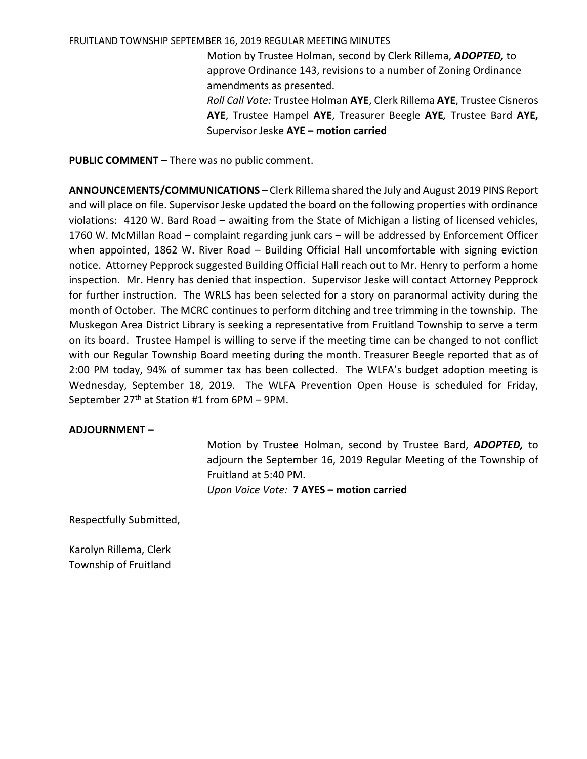Motion by Trustee Holman, second by Clerk Rillema, ***ADOPTED,*** to approve Ordinance 143, revisions to a number of Zoning Ordinance amendments as presented.

*Roll Call Vote:* Trustee Holman **AYE**, Clerk Rillema **AYE**, Trustee Cisneros **AYE**, Trustee Hampel **AYE**, Treasurer Beegle **AYE***,* Trustee Bard **AYE,** Supervisor Jeske **AYE – motion carried**

**PUBLIC COMMENT –** There was no public comment.

**ANNOUNCEMENTS/COMMUNICATIONS –** Clerk Rillema shared the July and August 2019 PINS Report and will place on file. Supervisor Jeske updated the board on the following properties with ordinance violations: 4120 W. Bard Road – awaiting from the State of Michigan a listing of licensed vehicles, 1760 W. McMillan Road – complaint regarding junk cars – will be addressed by Enforcement Officer when appointed, 1862 W. River Road – Building Official Hall uncomfortable with signing eviction notice. Attorney Pepprock suggested Building Official Hall reach out to Mr. Henry to perform a home inspection. Mr. Henry has denied that inspection. Supervisor Jeske will contact Attorney Pepprock for further instruction. The WRLS has been selected for a story on paranormal activity during the month of October. The MCRC continues to perform ditching and tree trimming in the township. The Muskegon Area District Library is seeking a representative from Fruitland Township to serve a term on its board. Trustee Hampel is willing to serve if the meeting time can be changed to not conflict with our Regular Township Board meeting during the month. Treasurer Beegle reported that as of 2:00 PM today, 94% of summer tax has been collected. The WLFA's budget adoption meeting is Wednesday, September 18, 2019. The WLFA Prevention Open House is scheduled for Friday, September 27th at Station #1 from 6PM – 9PM.

**ADJOURNMENT –**

Motion by Trustee Holman, second by Trustee Bard, ***ADOPTED,*** to adjourn the September 16, 2019 Regular Meeting of the Township of Fruitland at 5:40 PM.

*Upon Voice Vote:* **7 AYES – motion carried**

Respectfully Submitted,

Karolyn Rillema, Clerk
Township of Fruitland